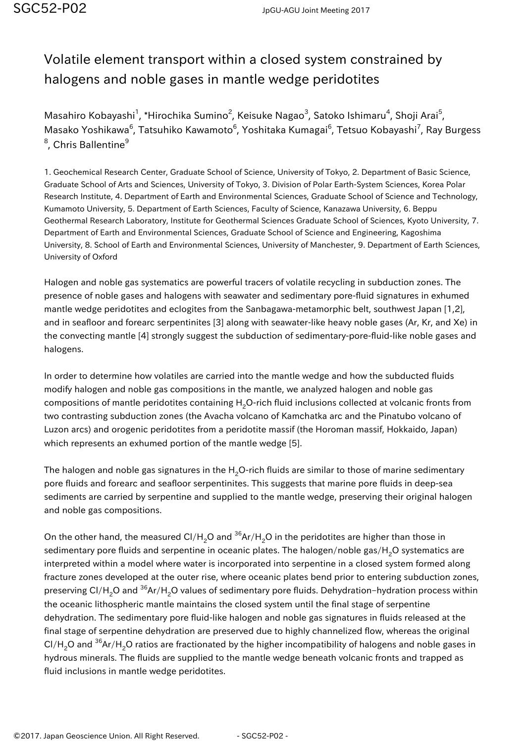# Volatile element transport within a closed system constrained by halogens and noble gases in mantle wedge peridotites

Masahiro Kobayashi[1], *Hirochika Sumino[2], Keisuke Nagao[3], Satoko Ishimaru[4], Shoji Arai[5], Masako Yoshikawa[6], Tatsuhiko Kawamoto[6], Yoshitaka Kumagai[6], Tetsuo Kobayashi[7], Ray Burgess [8], Chris Ballentine[9]

1. Geochemical Research Center, Graduate School of Science, University of Tokyo, 2. Department of Basic Science, Graduate School of Arts and Sciences, University of Tokyo, 3. Division of Polar Earth-System Sciences, Korea Polar Research Institute, 4. Department of Earth and Environmental Sciences, Graduate School of Science and Technology, Kumamoto University, 5. Department of Earth Sciences, Faculty of Science, Kanazawa University, 6. Beppu Geothermal Research Laboratory, Institute for Geothermal Sciences Graduate School of Sciences, Kyoto University, 7. Department of Earth and Environmental Sciences, Graduate School of Science and Engineering, Kagoshima University, 8. School of Earth and Environmental Sciences, University of Manchester, 9. Department of Earth Sciences, University of Oxford

Halogen and noble gas systematics are powerful tracers of volatile recycling in subduction zones. The presence of noble gases and halogens with seawater and sedimentary pore-fluid signatures in exhumed mantle wedge peridotites and eclogites from the Sanbagawa-metamorphic belt, southwest Japan [1,2], and in seafloor and forearc serpentinites [3] along with seawater-like heavy noble gases (Ar, Kr, and Xe) in the convecting mantle [4] strongly suggest the subduction of sedimentary-pore-fluid-like noble gases and halogens.

In order to determine how volatiles are carried into the mantle wedge and how the subducted fluids modify halogen and noble gas compositions in the mantle, we analyzed halogen and noble gas compositions of mantle peridotites containing $H_2O$-rich fluid inclusions collected at volcanic fronts from two contrasting subduction zones (the Avacha volcano of Kamchatka arc and the Pinatubo volcano of Luzon arcs) and orogenic peridotites from a peridotite massif (the Horoman massif, Hokkaido, Japan) which represents an exhumed portion of the mantle wedge [5].

The halogen and noble gas signatures in the $H_2O$-rich fluids are similar to those of marine sedimentary pore fluids and forearc and seafloor serpentinites. This suggests that marine pore fluids in deep-sea sediments are carried by serpentine and supplied to the mantle wedge, preserving their original halogen and noble gas compositions.

On the other hand, the measured $Cl/H_2O$ and $^{36}Ar/H_2O$ in the peridotites are higher than those in sedimentary pore fluids and serpentine in oceanic plates. The halogen/noble gas/$H_2O$ systematics are interpreted within a model where water is incorporated into serpentine in a closed system formed along fracture zones developed at the outer rise, where oceanic plates bend prior to entering subduction zones, preserving $Cl/H_2O$ and $^{36}Ar/H_2O$ values of sedimentary pore fluids. Dehydration–hydration process within the oceanic lithospheric mantle maintains the closed system until the final stage of serpentine dehydration. The sedimentary pore fluid-like halogen and noble gas signatures in fluids released at the final stage of serpentine dehydration are preserved due to highly channelized flow, whereas the original $Cl/H_2O$ and $^{36}Ar/H_2O$ ratios are fractionated by the higher incompatibility of halogens and noble gases in hydrous minerals. The fluids are supplied to the mantle wedge beneath volcanic fronts and trapped as fluid inclusions in mantle wedge peridotites.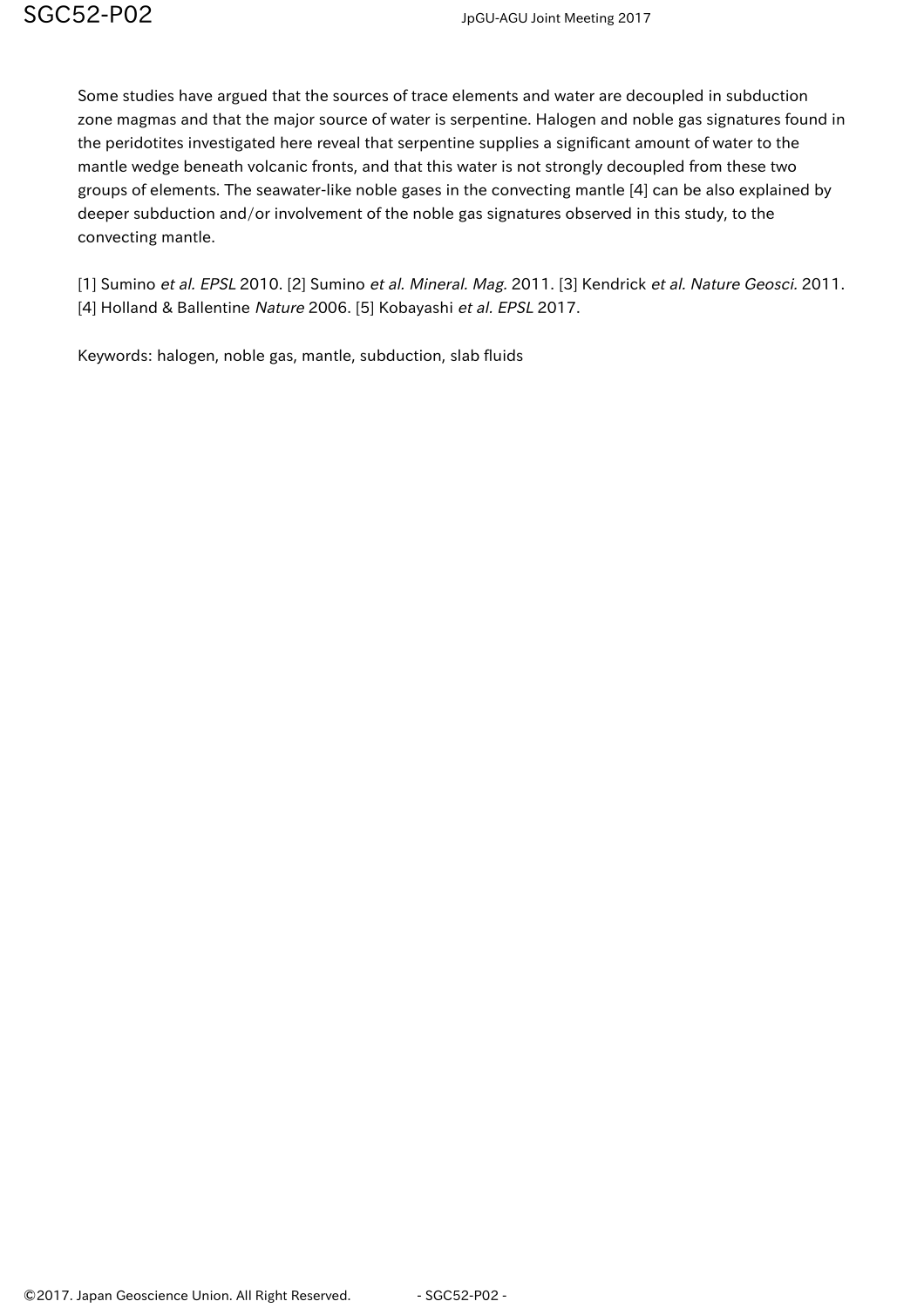Some studies have argued that the sources of trace elements and water are decoupled in subduction zone magmas and that the major source of water is serpentine. Halogen and noble gas signatures found in the peridotites investigated here reveal that serpentine supplies a significant amount of water to the mantle wedge beneath volcanic fronts, and that this water is not strongly decoupled from these two groups of elements. The seawater-like noble gases in the convecting mantle [4] can be also explained by deeper subduction and/or involvement of the noble gas signatures observed in this study, to the convecting mantle.

[1] Sumino *et al. EPSL* 2010. [2] Sumino *et al. Mineral. Mag.* 2011. [3] Kendrick *et al. Nature Geosci.* 2011. [4] Holland & Ballentine *Nature* 2006. [5] Kobayashi *et al. EPSL* 2017.

Keywords: halogen, noble gas, mantle, subduction, slab fluids